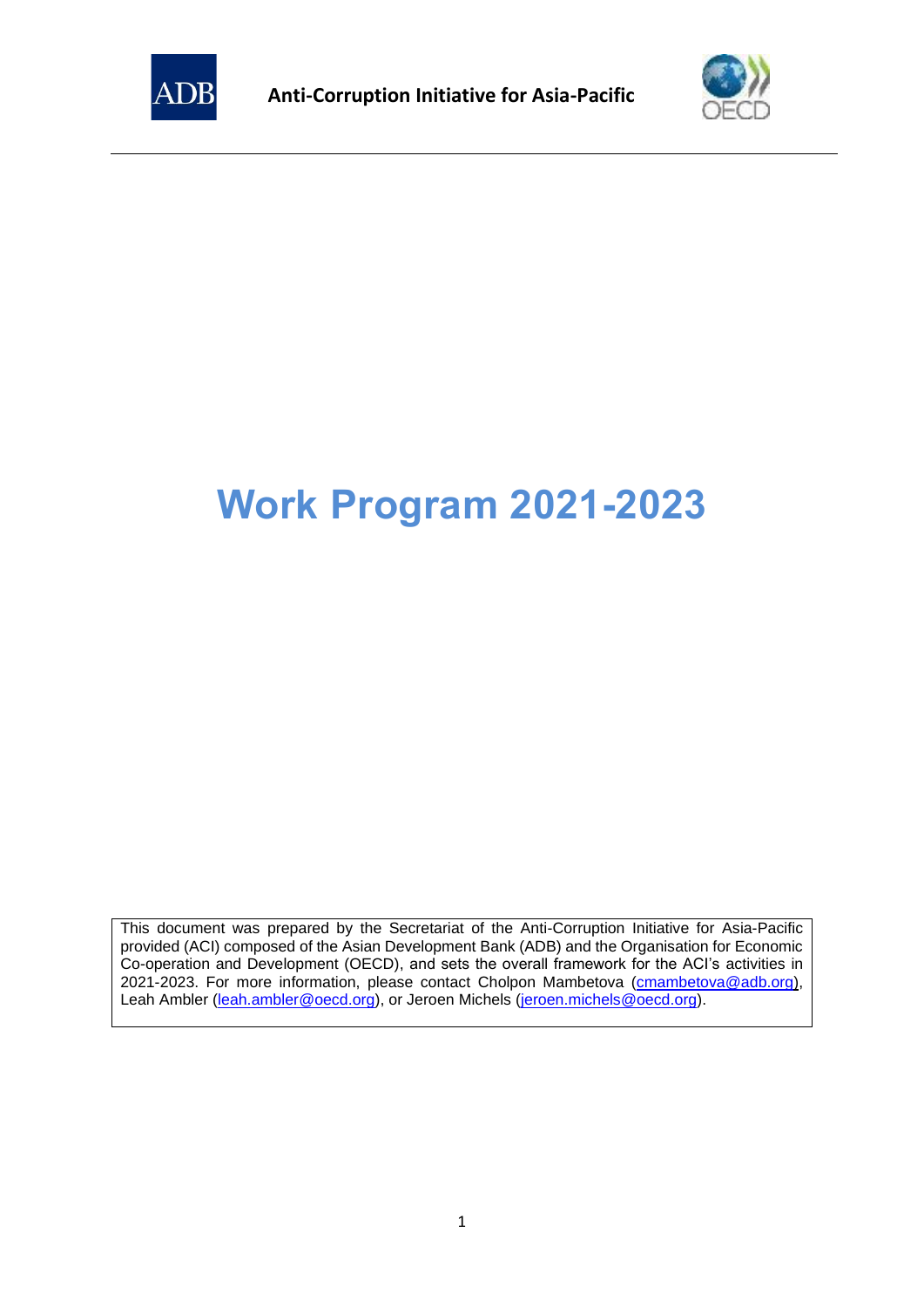**Anti-Corruption Initiative for Asia-Pacific**

# Work Program 2021-2023

This document was prepared by the Secretariat of the Anti-Corruption Initiative for Asia-Pacific provided (ACI) composed of the Asian Development Bank (ADB) and the Organisation for Economic Co-operation and Development (OECD), and sets the overall framework for the ACI's activities in 2021-2023. For more information, please contact Cholpon Mambetova (cmambetova@adb.org), Leah Ambler (leah.ambler@oecd.org), or Jeroen Michels (jeroen.michels@oecd.org).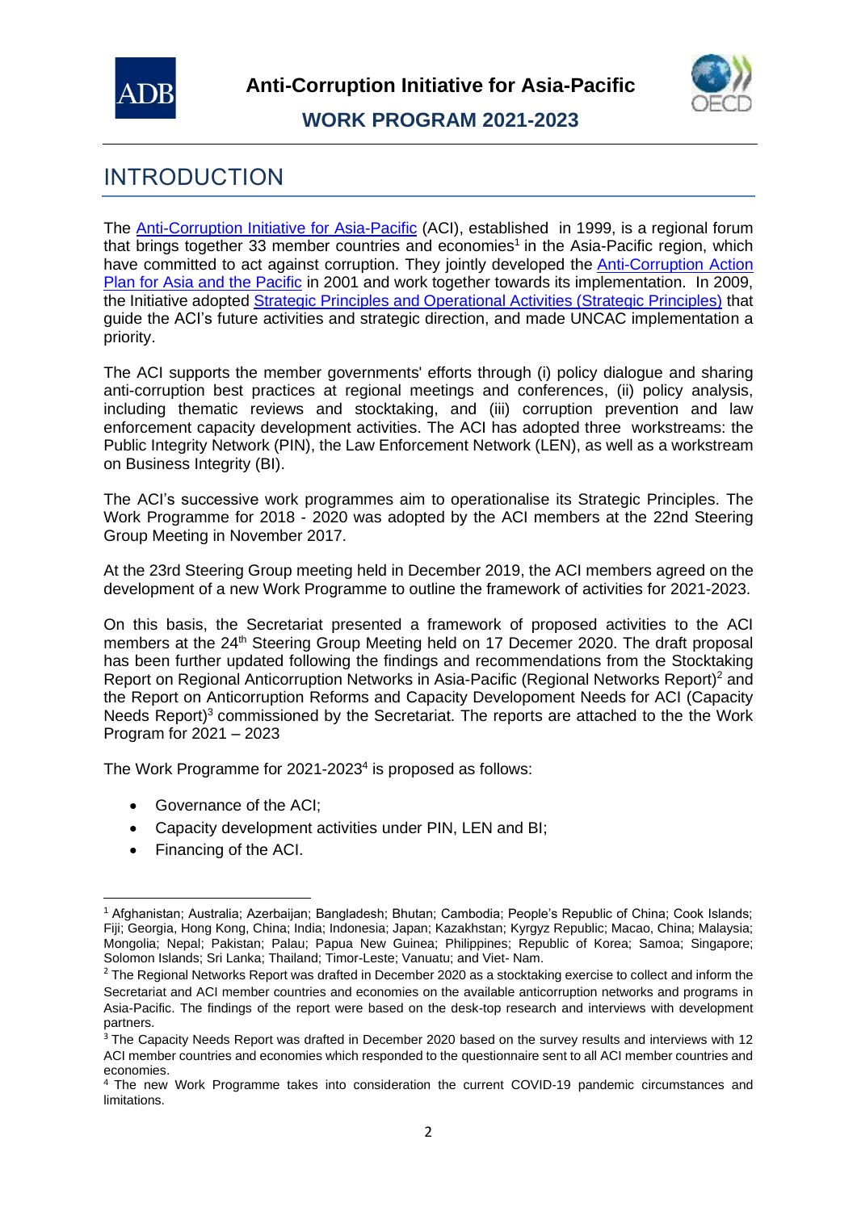# INTRODUCTION

The Anti-Corruption Initiative for Asia-Pacific (ACI), established in 1999, is a regional forum that brings together 33 member countries and economies[1] in the Asia-Pacific region, which have committed to act against corruption. They jointly developed the Anti-Corruption Action Plan for Asia and the Pacific in 2001 and work together towards its implementation. In 2009, the Initiative adopted Strategic Principles and Operational Activities (Strategic Principles) that guide the ACI's future activities and strategic direction, and made UNCAC implementation a priority.

The ACI supports the member governments' efforts through (i) policy dialogue and sharing anti-corruption best practices at regional meetings and conferences, (ii) policy analysis, including thematic reviews and stocktaking, and (iii) corruption prevention and law enforcement capacity development activities. The ACI has adopted three workstreams: the Public Integrity Network (PIN), the Law Enforcement Network (LEN), as well as a workstream on Business Integrity (BI).

The ACI's successive work programmes aim to operationalise its Strategic Principles. The Work Programme for 2018 - 2020 was adopted by the ACI members at the 22nd Steering Group Meeting in November 2017.

At the 23rd Steering Group meeting held in December 2019, the ACI members agreed on the development of a new Work Programme to outline the framework of activities for 2021-2023.

On this basis, the Secretariat presented a framework of proposed activities to the ACI members at the 24th Steering Group Meeting held on 17 Decemer 2020. The draft proposal has been further updated following the findings and recommendations from the Stocktaking Report on Regional Anticorruption Networks in Asia-Pacific (Regional Networks Report)[2] and the Report on Anticorruption Reforms and Capacity Developoment Needs for ACI (Capacity Needs Report)[3] commissioned by the Secretariat. The reports are attached to the the Work Program for 2021 – 2023

The Work Programme for 2021-2023[4] is proposed as follows:

- Governance of the ACI;
- Capacity development activities under PIN, LEN and BI;
- Financing of the ACI.

---

[1] Afghanistan; Australia; Azerbaijan; Bangladesh; Bhutan; Cambodia; People's Republic of China; Cook Islands; Fiji; Georgia, Hong Kong, China; India; Indonesia; Japan; Kazakhstan; Kyrgyz Republic; Macao, China; Malaysia; Mongolia; Nepal; Pakistan; Palau; Papua New Guinea; Philippines; Republic of Korea; Samoa; Singapore; Solomon Islands; Sri Lanka; Thailand; Timor-Leste; Vanuatu; and Viet- Nam.

[2] The Regional Networks Report was drafted in December 2020 as a stocktaking exercise to collect and inform the Secretariat and ACI member countries and economies on the available anticorruption networks and programs in Asia-Pacific. The findings of the report were based on the desk-top research and interviews with development partners.

[3] The Capacity Needs Report was drafted in December 2020 based on the survey results and interviews with 12 ACI member countries and economies which responded to the questionnaire sent to all ACI member countries and economies.

[4] The new Work Programme takes into consideration the current COVID-19 pandemic circumstances and limitations.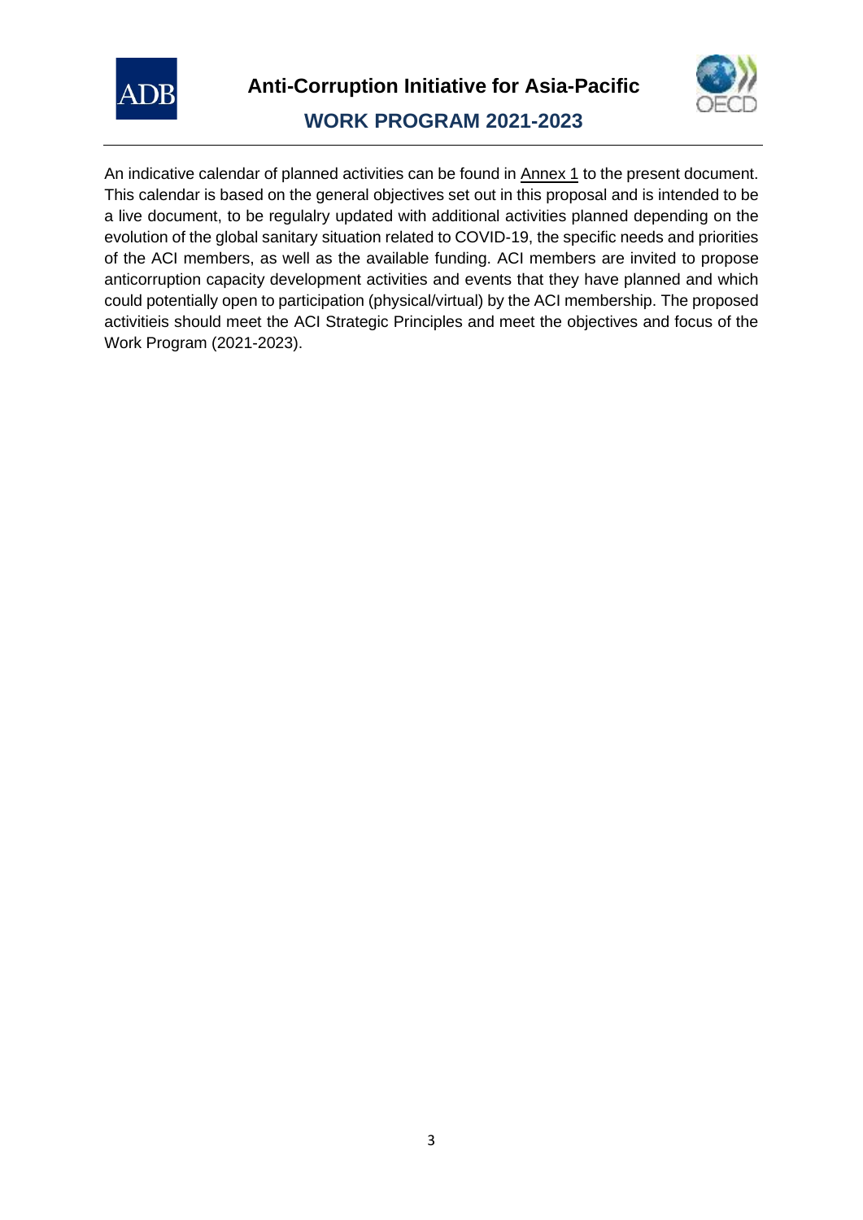An indicative calendar of planned activities can be found in Annex 1 to the present document. This calendar is based on the general objectives set out in this proposal and is intended to be a live document, to be regulalry updated with additional activities planned depending on the evolution of the global sanitary situation related to COVID-19, the specific needs and priorities of the ACI members, as well as the available funding. ACI members are invited to propose anticorruption capacity development activities and events that they have planned and which could potentially open to participation (physical/virtual) by the ACI membership. The proposed activitieis should meet the ACI Strategic Principles and meet the objectives and focus of the Work Program (2021-2023).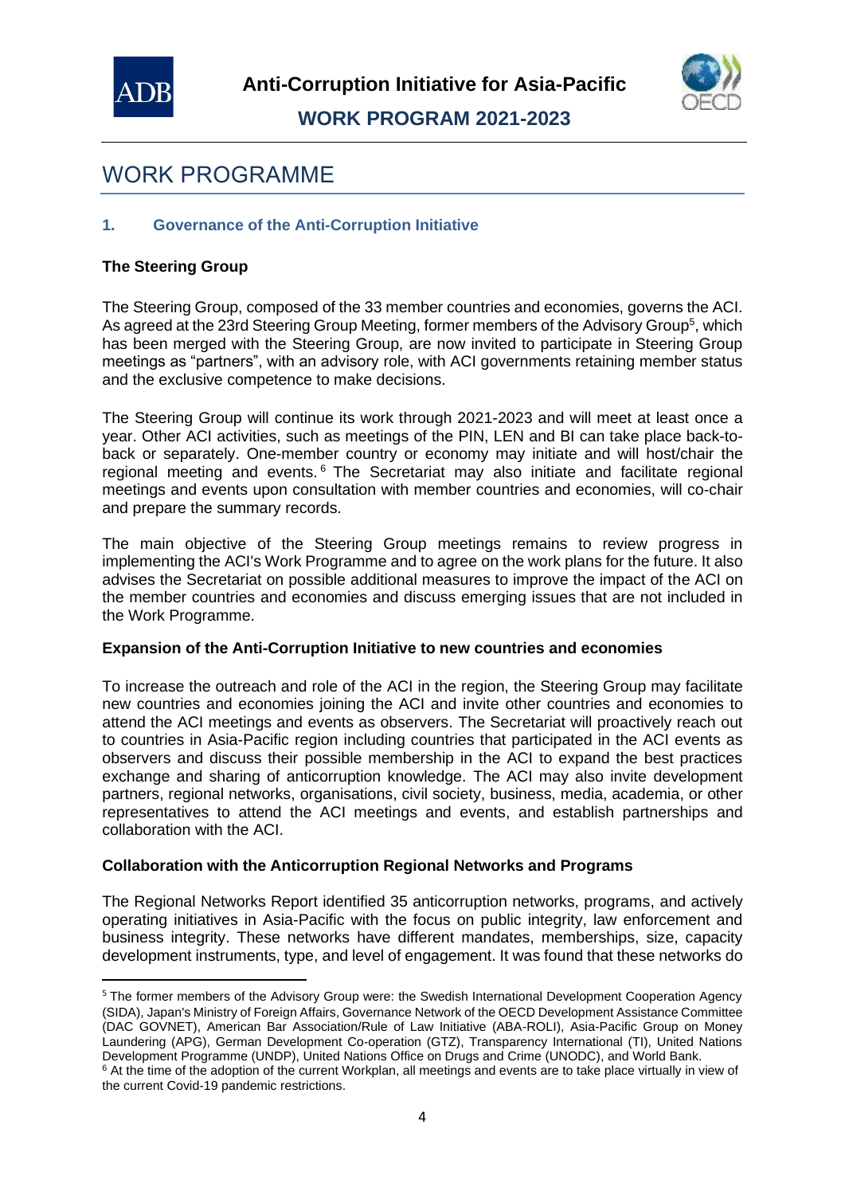# WORK PROGRAMME

## 1. Governance of the Anti-Corruption Initiative

### The Steering Group

The Steering Group, composed of the 33 member countries and economies, governs the ACI. As agreed at the 23rd Steering Group Meeting, former members of the Advisory Group[5], which has been merged with the Steering Group, are now invited to participate in Steering Group meetings as "partners", with an advisory role, with ACI governments retaining member status and the exclusive competence to make decisions.

The Steering Group will continue its work through 2021-2023 and will meet at least once a year. Other ACI activities, such as meetings of the PIN, LEN and BI can take place back-to-back or separately. One-member country or economy may initiate and will host/chair the regional meeting and events.[6] The Secretariat may also initiate and facilitate regional meetings and events upon consultation with member countries and economies, will co-chair and prepare the summary records.

The main objective of the Steering Group meetings remains to review progress in implementing the ACI's Work Programme and to agree on the work plans for the future. It also advises the Secretariat on possible additional measures to improve the impact of the ACI on the member countries and economies and discuss emerging issues that are not included in the Work Programme.

### Expansion of the Anti-Corruption Initiative to new countries and economies

To increase the outreach and role of the ACI in the region, the Steering Group may facilitate new countries and economies joining the ACI and invite other countries and economies to attend the ACI meetings and events as observers. The Secretariat will proactively reach out to countries in Asia-Pacific region including countries that participated in the ACI events as observers and discuss their possible membership in the ACI to expand the best practices exchange and sharing of anticorruption knowledge. The ACI may also invite development partners, regional networks, organisations, civil society, business, media, academia, or other representatives to attend the ACI meetings and events, and establish partnerships and collaboration with the ACI.

### Collaboration with the Anticorruption Regional Networks and Programs

The Regional Networks Report identified 35 anticorruption networks, programs, and actively operating initiatives in Asia-Pacific with the focus on public integrity, law enforcement and business integrity. These networks have different mandates, memberships, size, capacity development instruments, type, and level of engagement. It was found that these networks do

---

[5] The former members of the Advisory Group were: the Swedish International Development Cooperation Agency (SIDA), Japan's Ministry of Foreign Affairs, Governance Network of the OECD Development Assistance Committee (DAC GOVNET), American Bar Association/Rule of Law Initiative (ABA-ROLI), Asia-Pacific Group on Money Laundering (APG), German Development Co-operation (GTZ), Transparency International (TI), United Nations Development Programme (UNDP), United Nations Office on Drugs and Crime (UNODC), and World Bank.

[6] At the time of the adoption of the current Workplan, all meetings and events are to take place virtually in view of the current Covid-19 pandemic restrictions.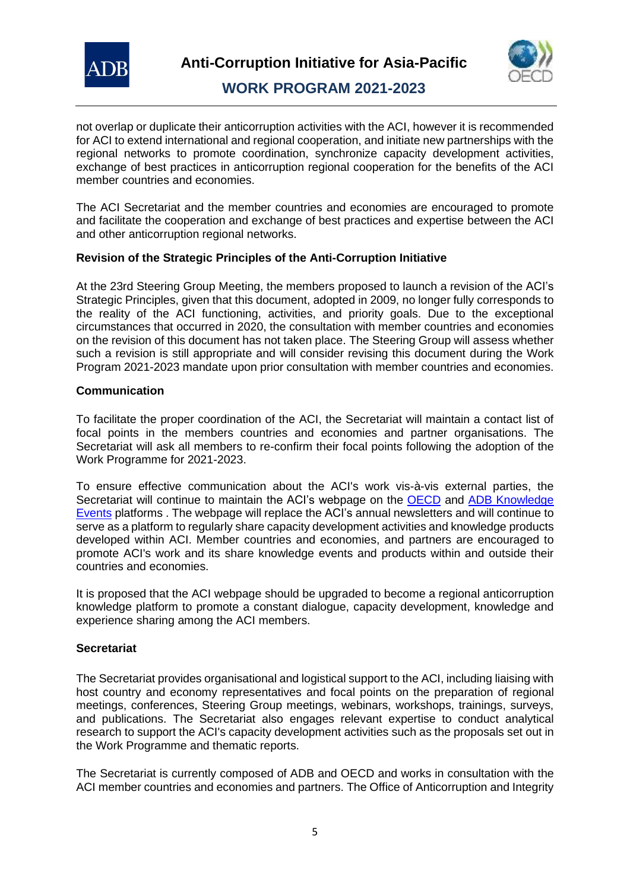not overlap or duplicate their anticorruption activities with the ACI, however it is recommended for ACI to extend international and regional cooperation, and initiate new partnerships with the regional networks to promote coordination, synchronize capacity development activities, exchange of best practices in anticorruption regional cooperation for the benefits of the ACI member countries and economies.

The ACI Secretariat and the member countries and economies are encouraged to promote and facilitate the cooperation and exchange of best practices and expertise between the ACI and other anticorruption regional networks.

**Revision of the Strategic Principles of the Anti-Corruption Initiative**

At the 23rd Steering Group Meeting, the members proposed to launch a revision of the ACI's Strategic Principles, given that this document, adopted in 2009, no longer fully corresponds to the reality of the ACI functioning, activities, and priority goals. Due to the exceptional circumstances that occurred in 2020, the consultation with member countries and economies on the revision of this document has not taken place. The Steering Group will assess whether such a revision is still appropriate and will consider revising this document during the Work Program 2021-2023 mandate upon prior consultation with member countries and economies.

**Communication**

To facilitate the proper coordination of the ACI, the Secretariat will maintain a contact list of focal points in the members countries and economies and partner organisations. The Secretariat will ask all members to re-confirm their focal points following the adoption of the Work Programme for 2021-2023.

To ensure effective communication about the ACI's work vis-à-vis external parties, the Secretariat will continue to maintain the ACI's webpage on the OECD and ADB Knowledge Events platforms . The webpage will replace the ACI's annual newsletters and will continue to serve as a platform to regularly share capacity development activities and knowledge products developed within ACI. Member countries and economies, and partners are encouraged to promote ACI's work and its share knowledge events and products within and outside their countries and economies.

It is proposed that the ACI webpage should be upgraded to become a regional anticorruption knowledge platform to promote a constant dialogue, capacity development, knowledge and experience sharing among the ACI members.

**Secretariat**

The Secretariat provides organisational and logistical support to the ACI, including liaising with host country and economy representatives and focal points on the preparation of regional meetings, conferences, Steering Group meetings, webinars, workshops, trainings, surveys, and publications. The Secretariat also engages relevant expertise to conduct analytical research to support the ACI's capacity development activities such as the proposals set out in the Work Programme and thematic reports.

The Secretariat is currently composed of ADB and OECD and works in consultation with the ACI member countries and economies and partners. The Office of Anticorruption and Integrity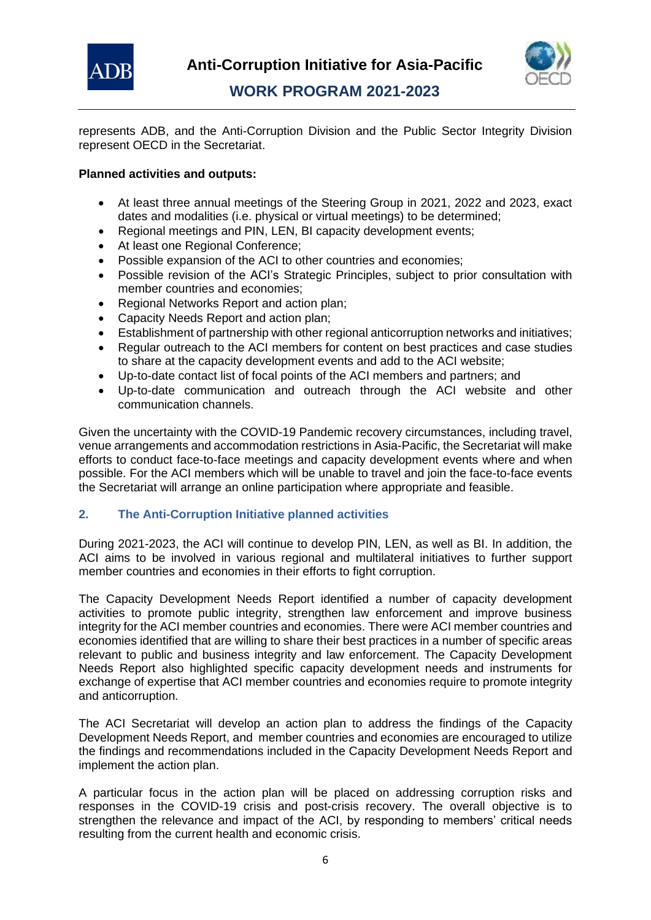represents ADB, and the Anti-Corruption Division and the Public Sector Integrity Division represent OECD in the Secretariat.

**Planned activities and outputs:**

- At least three annual meetings of the Steering Group in 2021, 2022 and 2023, exact dates and modalities (i.e. physical or virtual meetings) to be determined;
- Regional meetings and PIN, LEN, BI capacity development events;
- At least one Regional Conference;
- Possible expansion of the ACI to other countries and economies;
- Possible revision of the ACI's Strategic Principles, subject to prior consultation with member countries and economies;
- Regional Networks Report and action plan;
- Capacity Needs Report and action plan;
- Establishment of partnership with other regional anticorruption networks and initiatives;
- Regular outreach to the ACI members for content on best practices and case studies to share at the capacity development events and add to the ACI website;
- Up-to-date contact list of focal points of the ACI members and partners; and
- Up-to-date communication and outreach through the ACI website and other communication channels.

Given the uncertainty with the COVID-19 Pandemic recovery circumstances, including travel, venue arrangements and accommodation restrictions in Asia-Pacific, the Secretariat will make efforts to conduct face-to-face meetings and capacity development events where and when possible. For the ACI members which will be unable to travel and join the face-to-face events the Secretariat will arrange an online participation where appropriate and feasible.

## 2. The Anti-Corruption Initiative planned activities

During 2021-2023, the ACI will continue to develop PIN, LEN, as well as BI. In addition, the ACI aims to be involved in various regional and multilateral initiatives to further support member countries and economies in their efforts to fight corruption.

The Capacity Development Needs Report identified a number of capacity development activities to promote public integrity, strengthen law enforcement and improve business integrity for the ACI member countries and economies. There were ACI member countries and economies identified that are willing to share their best practices in a number of specific areas relevant to public and business integrity and law enforcement. The Capacity Development Needs Report also highlighted specific capacity development needs and instruments for exchange of expertise that ACI member countries and economies require to promote integrity and anticorruption.

The ACI Secretariat will develop an action plan to address the findings of the Capacity Development Needs Report, and member countries and economies are encouraged to utilize the findings and recommendations included in the Capacity Development Needs Report and implement the action plan.

A particular focus in the action plan will be placed on addressing corruption risks and responses in the COVID-19 crisis and post-crisis recovery. The overall objective is to strengthen the relevance and impact of the ACI, by responding to members' critical needs resulting from the current health and economic crisis.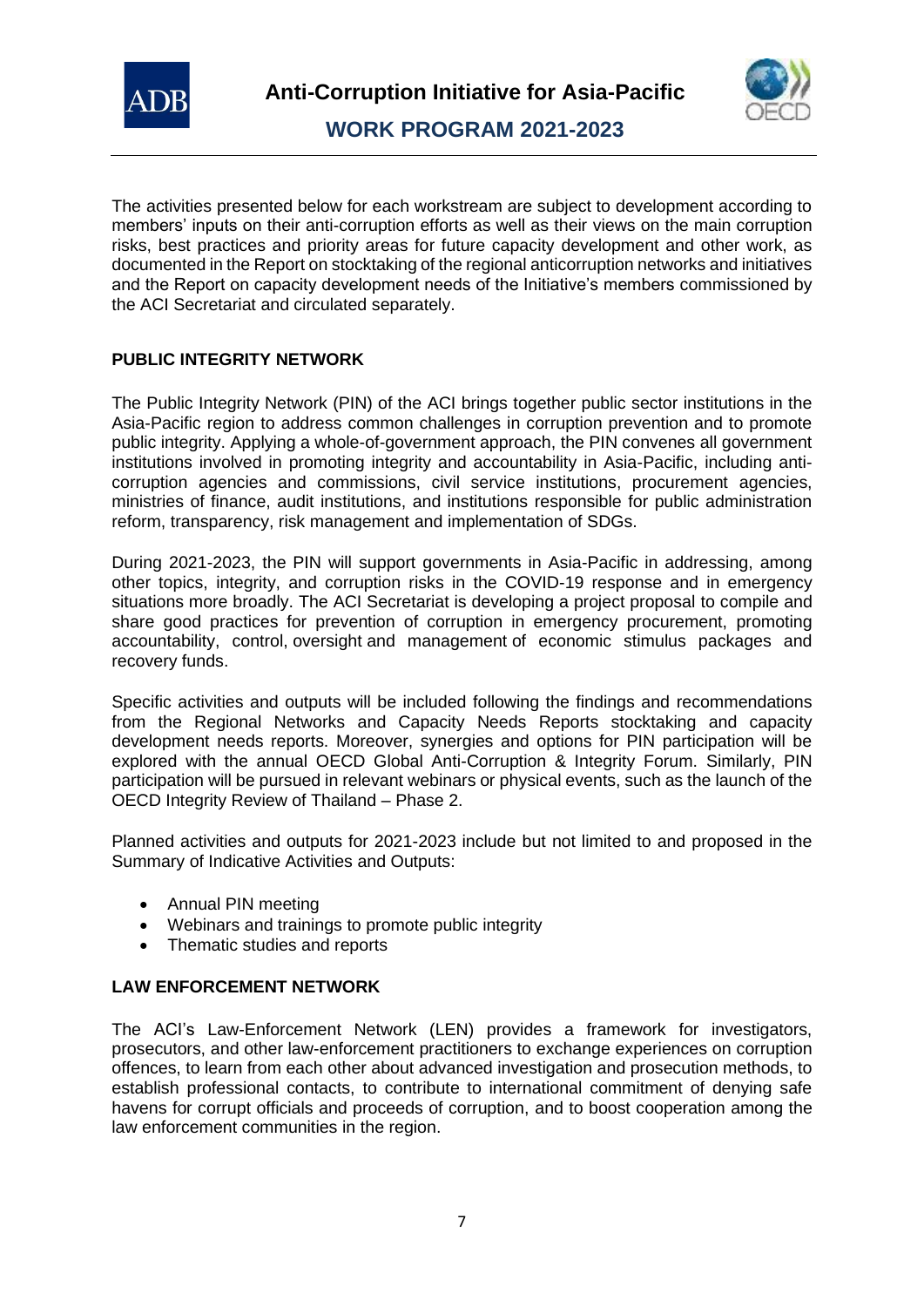The activities presented below for each workstream are subject to development according to members' inputs on their anti-corruption efforts as well as their views on the main corruption risks, best practices and priority areas for future capacity development and other work, as documented in the Report on stocktaking of the regional anticorruption networks and initiatives and the Report on capacity development needs of the Initiative's members commissioned by the ACI Secretariat and circulated separately.

## PUBLIC INTEGRITY NETWORK

The Public Integrity Network (PIN) of the ACI brings together public sector institutions in the Asia-Pacific region to address common challenges in corruption prevention and to promote public integrity. Applying a whole-of-government approach, the PIN convenes all government institutions involved in promoting integrity and accountability in Asia-Pacific, including anti-corruption agencies and commissions, civil service institutions, procurement agencies, ministries of finance, audit institutions, and institutions responsible for public administration reform, transparency, risk management and implementation of SDGs.

During 2021-2023, the PIN will support governments in Asia-Pacific in addressing, among other topics, integrity, and corruption risks in the COVID-19 response and in emergency situations more broadly. The ACI Secretariat is developing a project proposal to compile and share good practices for prevention of corruption in emergency procurement, promoting accountability, control, oversight and management of economic stimulus packages and recovery funds.

Specific activities and outputs will be included following the findings and recommendations from the Regional Networks and Capacity Needs Reports stocktaking and capacity development needs reports. Moreover, synergies and options for PIN participation will be explored with the annual OECD Global Anti-Corruption & Integrity Forum. Similarly, PIN participation will be pursued in relevant webinars or physical events, such as the launch of the OECD Integrity Review of Thailand – Phase 2.

Planned activities and outputs for 2021-2023 include but not limited to and proposed in the Summary of Indicative Activities and Outputs:

- Annual PIN meeting
- Webinars and trainings to promote public integrity
- Thematic studies and reports

## LAW ENFORCEMENT NETWORK

The ACI's Law-Enforcement Network (LEN) provides a framework for investigators, prosecutors, and other law-enforcement practitioners to exchange experiences on corruption offences, to learn from each other about advanced investigation and prosecution methods, to establish professional contacts, to contribute to international commitment of denying safe havens for corrupt officials and proceeds of corruption, and to boost cooperation among the law enforcement communities in the region.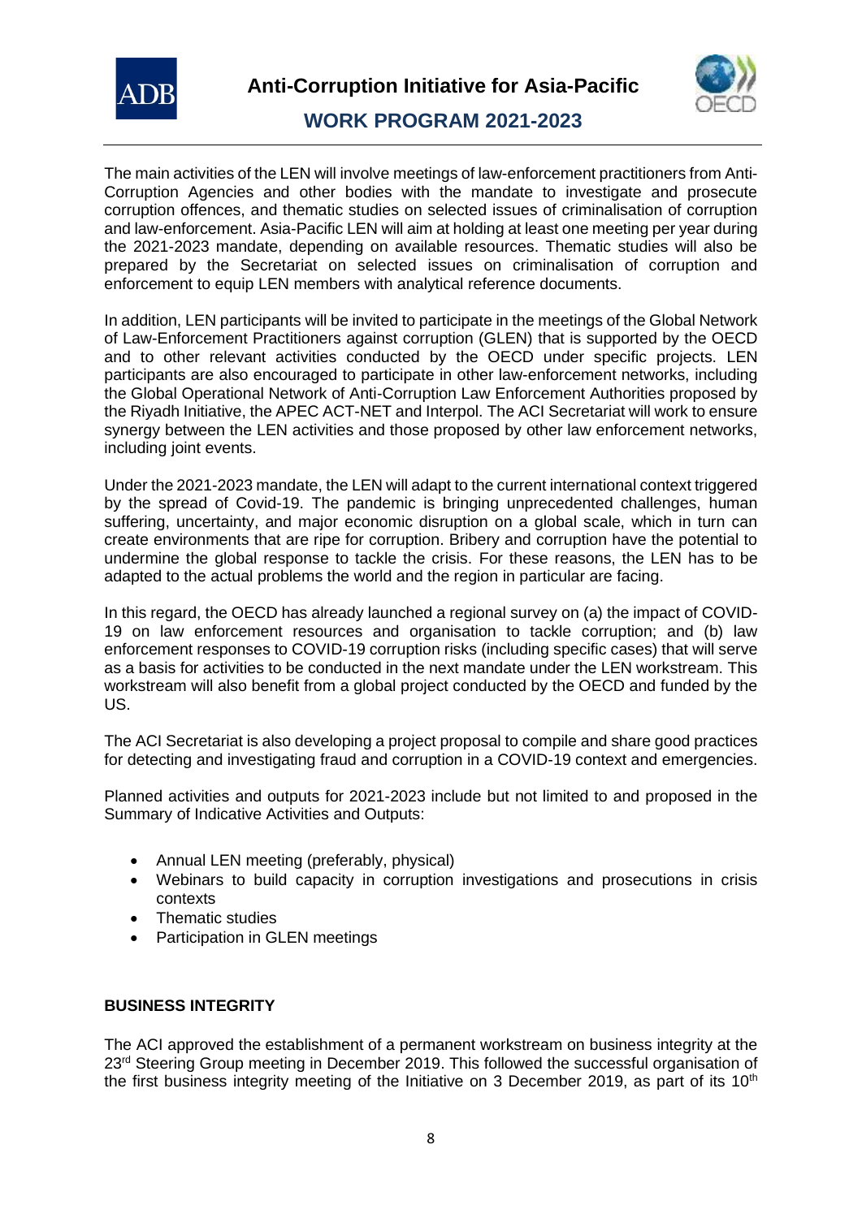The main activities of the LEN will involve meetings of law-enforcement practitioners from Anti-Corruption Agencies and other bodies with the mandate to investigate and prosecute corruption offences, and thematic studies on selected issues of criminalisation of corruption and law-enforcement. Asia-Pacific LEN will aim at holding at least one meeting per year during the 2021-2023 mandate, depending on available resources. Thematic studies will also be prepared by the Secretariat on selected issues on criminalisation of corruption and enforcement to equip LEN members with analytical reference documents.

In addition, LEN participants will be invited to participate in the meetings of the Global Network of Law-Enforcement Practitioners against corruption (GLEN) that is supported by the OECD and to other relevant activities conducted by the OECD under specific projects. LEN participants are also encouraged to participate in other law-enforcement networks, including the Global Operational Network of Anti-Corruption Law Enforcement Authorities proposed by the Riyadh Initiative, the APEC ACT-NET and Interpol. The ACI Secretariat will work to ensure synergy between the LEN activities and those proposed by other law enforcement networks, including joint events.

Under the 2021-2023 mandate, the LEN will adapt to the current international context triggered by the spread of Covid-19. The pandemic is bringing unprecedented challenges, human suffering, uncertainty, and major economic disruption on a global scale, which in turn can create environments that are ripe for corruption. Bribery and corruption have the potential to undermine the global response to tackle the crisis. For these reasons, the LEN has to be adapted to the actual problems the world and the region in particular are facing.

In this regard, the OECD has already launched a regional survey on (a) the impact of COVID-19 on law enforcement resources and organisation to tackle corruption; and (b) law enforcement responses to COVID-19 corruption risks (including specific cases) that will serve as a basis for activities to be conducted in the next mandate under the LEN workstream. This workstream will also benefit from a global project conducted by the OECD and funded by the US.

The ACI Secretariat is also developing a project proposal to compile and share good practices for detecting and investigating fraud and corruption in a COVID-19 context and emergencies.

Planned activities and outputs for 2021-2023 include but not limited to and proposed in the Summary of Indicative Activities and Outputs:

- Annual LEN meeting (preferably, physical)
- Webinars to build capacity in corruption investigations and prosecutions in crisis contexts
- Thematic studies
- Participation in GLEN meetings

## BUSINESS INTEGRITY

The ACI approved the establishment of a permanent workstream on business integrity at the 23rd Steering Group meeting in December 2019. This followed the successful organisation of the first business integrity meeting of the Initiative on 3 December 2019, as part of its 10th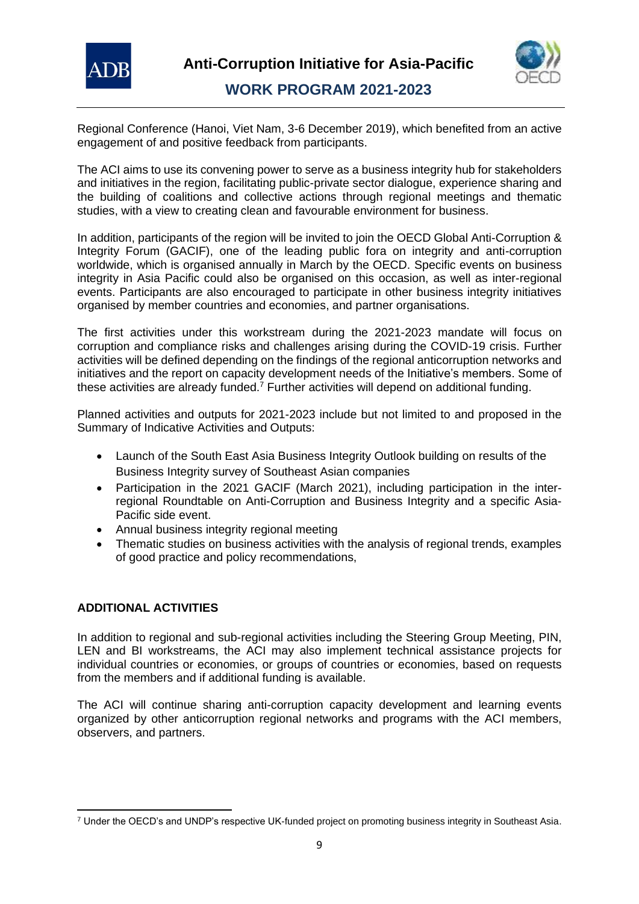Regional Conference (Hanoi, Viet Nam, 3-6 December 2019), which benefited from an active engagement of and positive feedback from participants.

The ACI aims to use its convening power to serve as a business integrity hub for stakeholders and initiatives in the region, facilitating public-private sector dialogue, experience sharing and the building of coalitions and collective actions through regional meetings and thematic studies, with a view to creating clean and favourable environment for business.

In addition, participants of the region will be invited to join the OECD Global Anti-Corruption & Integrity Forum (GACIF), one of the leading public fora on integrity and anti-corruption worldwide, which is organised annually in March by the OECD. Specific events on business integrity in Asia Pacific could also be organised on this occasion, as well as inter-regional events. Participants are also encouraged to participate in other business integrity initiatives organised by member countries and economies, and partner organisations.

The first activities under this workstream during the 2021-2023 mandate will focus on corruption and compliance risks and challenges arising during the COVID-19 crisis. Further activities will be defined depending on the findings of the regional anticorruption networks and initiatives and the report on capacity development needs of the Initiative's members. Some of these activities are already funded.[7] Further activities will depend on additional funding.

Planned activities and outputs for 2021-2023 include but not limited to and proposed in the Summary of Indicative Activities and Outputs:

- Launch of the South East Asia Business Integrity Outlook building on results of the Business Integrity survey of Southeast Asian companies
- Participation in the 2021 GACIF (March 2021), including participation in the inter-regional Roundtable on Anti-Corruption and Business Integrity and a specific Asia-Pacific side event.
- Annual business integrity regional meeting
- Thematic studies on business activities with the analysis of regional trends, examples of good practice and policy recommendations,

## ADDITIONAL ACTIVITIES

In addition to regional and sub-regional activities including the Steering Group Meeting, PIN, LEN and BI workstreams, the ACI may also implement technical assistance projects for individual countries or economies, or groups of countries or economies, based on requests from the members and if additional funding is available.

The ACI will continue sharing anti-corruption capacity development and learning events organized by other anticorruption regional networks and programs with the ACI members, observers, and partners.

[7] Under the OECD's and UNDP's respective UK-funded project on promoting business integrity in Southeast Asia.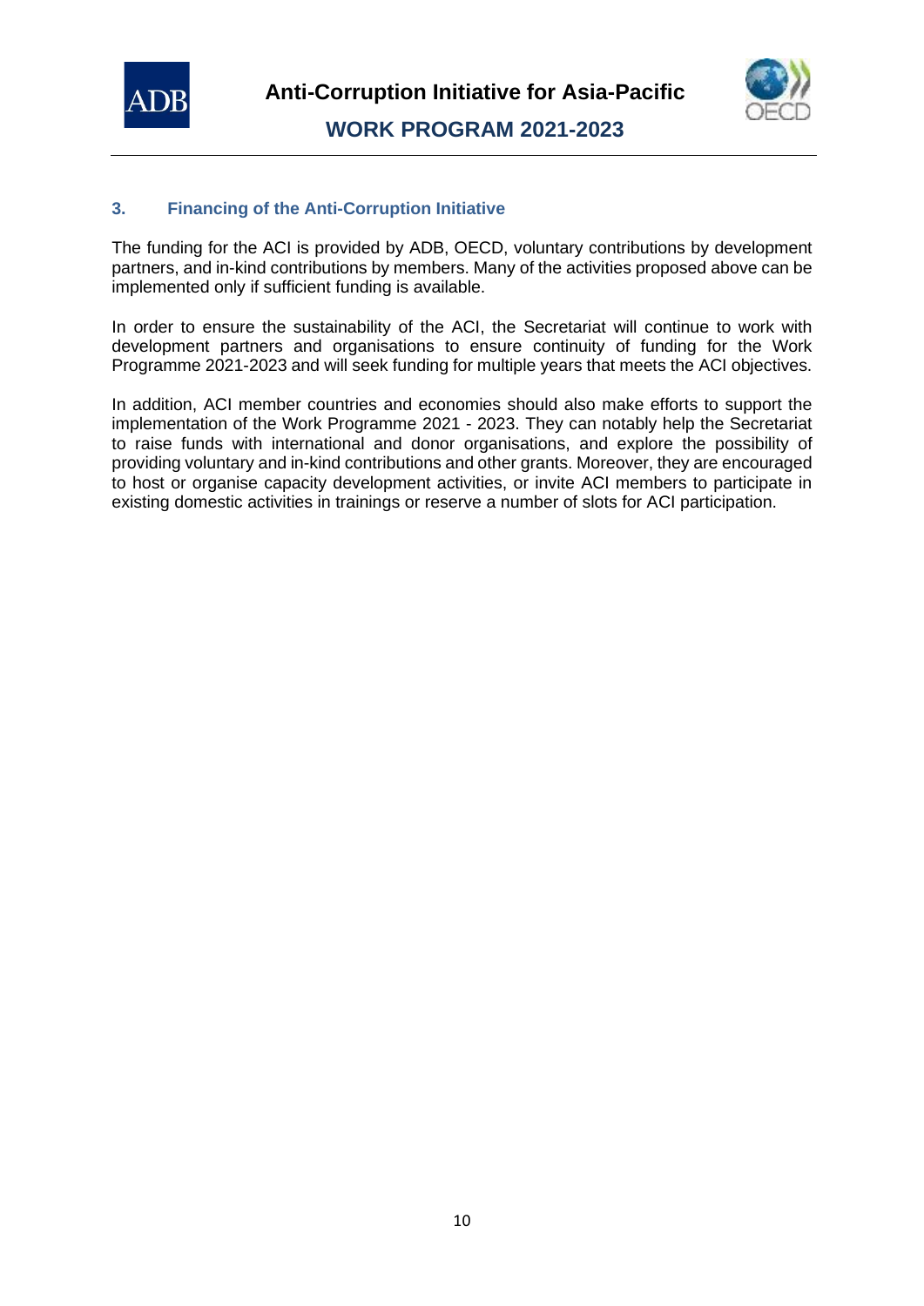## 3. Financing of the Anti-Corruption Initiative

The funding for the ACI is provided by ADB, OECD, voluntary contributions by development partners, and in-kind contributions by members. Many of the activities proposed above can be implemented only if sufficient funding is available.

In order to ensure the sustainability of the ACI, the Secretariat will continue to work with development partners and organisations to ensure continuity of funding for the Work Programme 2021-2023 and will seek funding for multiple years that meets the ACI objectives.

In addition, ACI member countries and economies should also make efforts to support the implementation of the Work Programme 2021 - 2023. They can notably help the Secretariat to raise funds with international and donor organisations, and explore the possibility of providing voluntary and in-kind contributions and other grants. Moreover, they are encouraged to host or organise capacity development activities, or invite ACI members to participate in existing domestic activities in trainings or reserve a number of slots for ACI participation.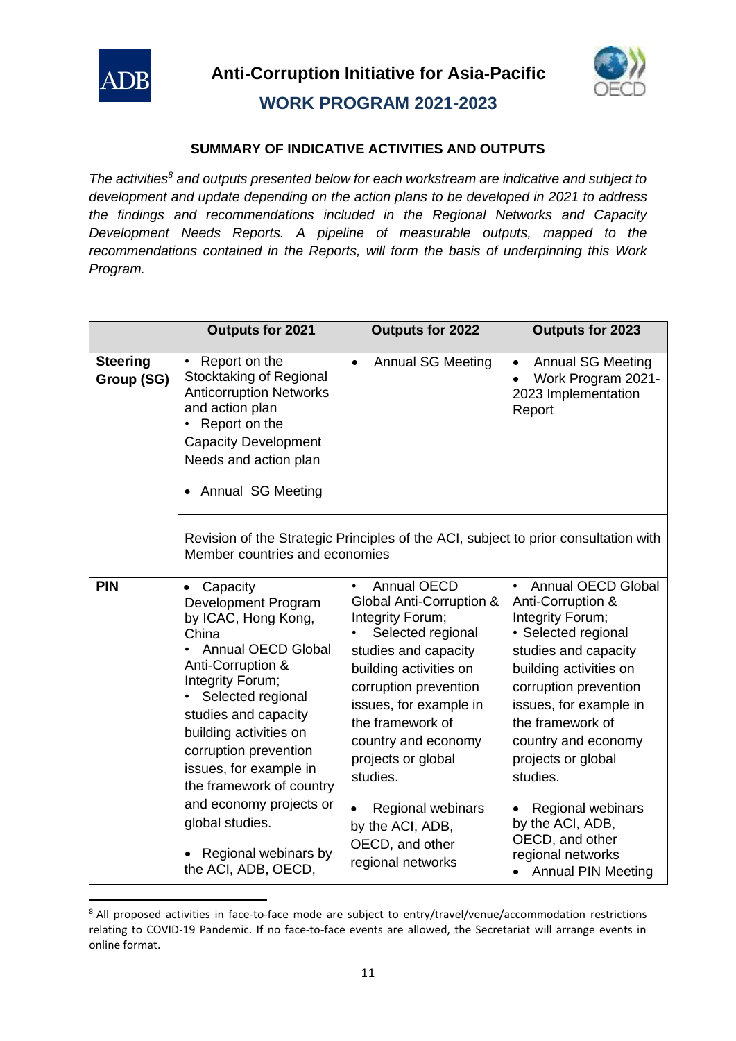**SUMMARY OF INDICATIVE ACTIVITIES AND OUTPUTS**

*The activities[8] and outputs presented below for each workstream are indicative and subject to development and update depending on the action plans to be developed in 2021 to address the findings and recommendations included in the Regional Networks and Capacity Development Needs Reports. A pipeline of measurable outputs, mapped to the recommendations contained in the Reports, will form the basis of underpinning this Work Program.*

| | Outputs for 2021 | Outputs for 2022 | Outputs for 2023 |
|---|---|---|---|
| **Steering Group (SG)** | • Report on the Stocktaking of Regional Anticorruption Networks and action plan<br>• Report on the Capacity Development Needs and action plan<br>• Annual SG Meeting | • Annual SG Meeting | • Annual SG Meeting<br>• Work Program 2021-2023 Implementation Report |
| | Revision of the Strategic Principles of the ACI, subject to prior consultation with Member countries and economies | | |
| **PIN** | • Capacity Development Program by ICAC, Hong Kong, China<br>• Annual OECD Global Anti-Corruption & Integrity Forum;<br>• Selected regional studies and capacity building activities on corruption prevention issues, for example in the framework of country and economy projects or global studies.<br>• Regional webinars by the ACI, ADB, OECD, | • Annual OECD Global Anti-Corruption & Integrity Forum;<br>• Selected regional studies and capacity building activities on corruption prevention issues, for example in the framework of country and economy projects or global studies.<br>• Regional webinars by the ACI, ADB, OECD, and other regional networks | • Annual OECD Global Anti-Corruption & Integrity Forum;<br>• Selected regional studies and capacity building activities on corruption prevention issues, for example in the framework of country and economy projects or global studies.<br>• Regional webinars by the ACI, ADB, OECD, and other regional networks<br>• Annual PIN Meeting |

[8] All proposed activities in face-to-face mode are subject to entry/travel/venue/accommodation restrictions relating to COVID-19 Pandemic. If no face-to-face events are allowed, the Secretariat will arrange events in online format.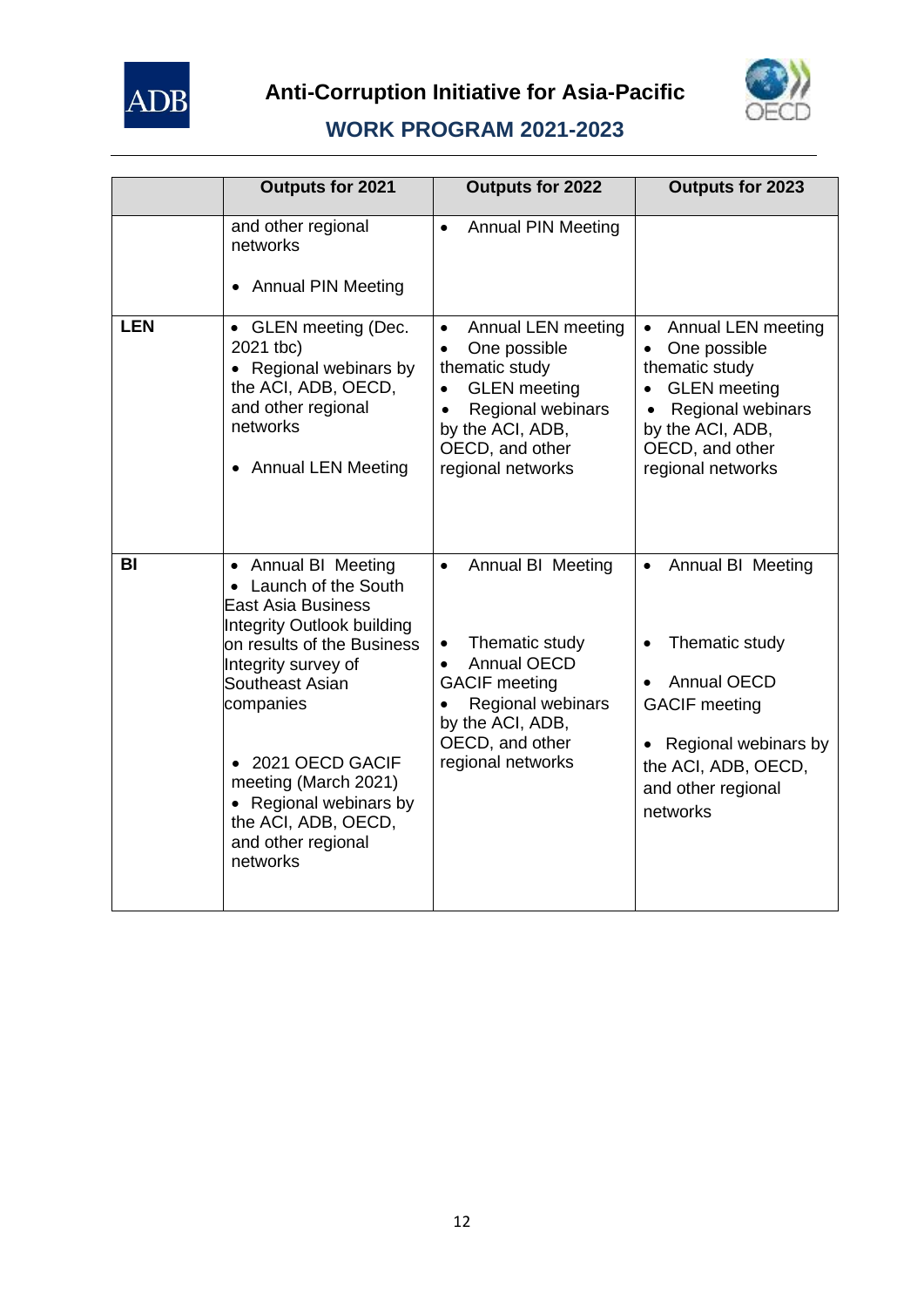| | Outputs for 2021 | Outputs for 2022 | Outputs for 2023 |
|---|---|---|---|
| | and other regional networks<br><br>• Annual PIN Meeting | • Annual PIN Meeting | |
| **LEN** | • GLEN meeting (Dec. 2021 tbc)<br>• Regional webinars by the ACI, ADB, OECD, and other regional networks<br><br>• Annual LEN Meeting | • Annual LEN meeting<br>• One possible thematic study<br>• GLEN meeting<br>• Regional webinars by the ACI, ADB, OECD, and other regional networks | • Annual LEN meeting<br>• One possible thematic study<br>• GLEN meeting<br>• Regional webinars by the ACI, ADB, OECD, and other regional networks |
| **BI** | • Annual BI Meeting<br>• Launch of the South East Asia Business Integrity Outlook building on results of the Business Integrity survey of Southeast Asian companies<br><br>• 2021 OECD GACIF meeting (March 2021)<br>• Regional webinars by the ACI, ADB, OECD, and other regional networks | • Annual BI Meeting<br><br>• Thematic study<br>• Annual OECD GACIF meeting<br>• Regional webinars by the ACI, ADB, OECD, and other regional networks | • Annual BI Meeting<br><br>• Thematic study<br><br>• Annual OECD GACIF meeting<br><br>• Regional webinars by the ACI, ADB, OECD, and other regional networks |